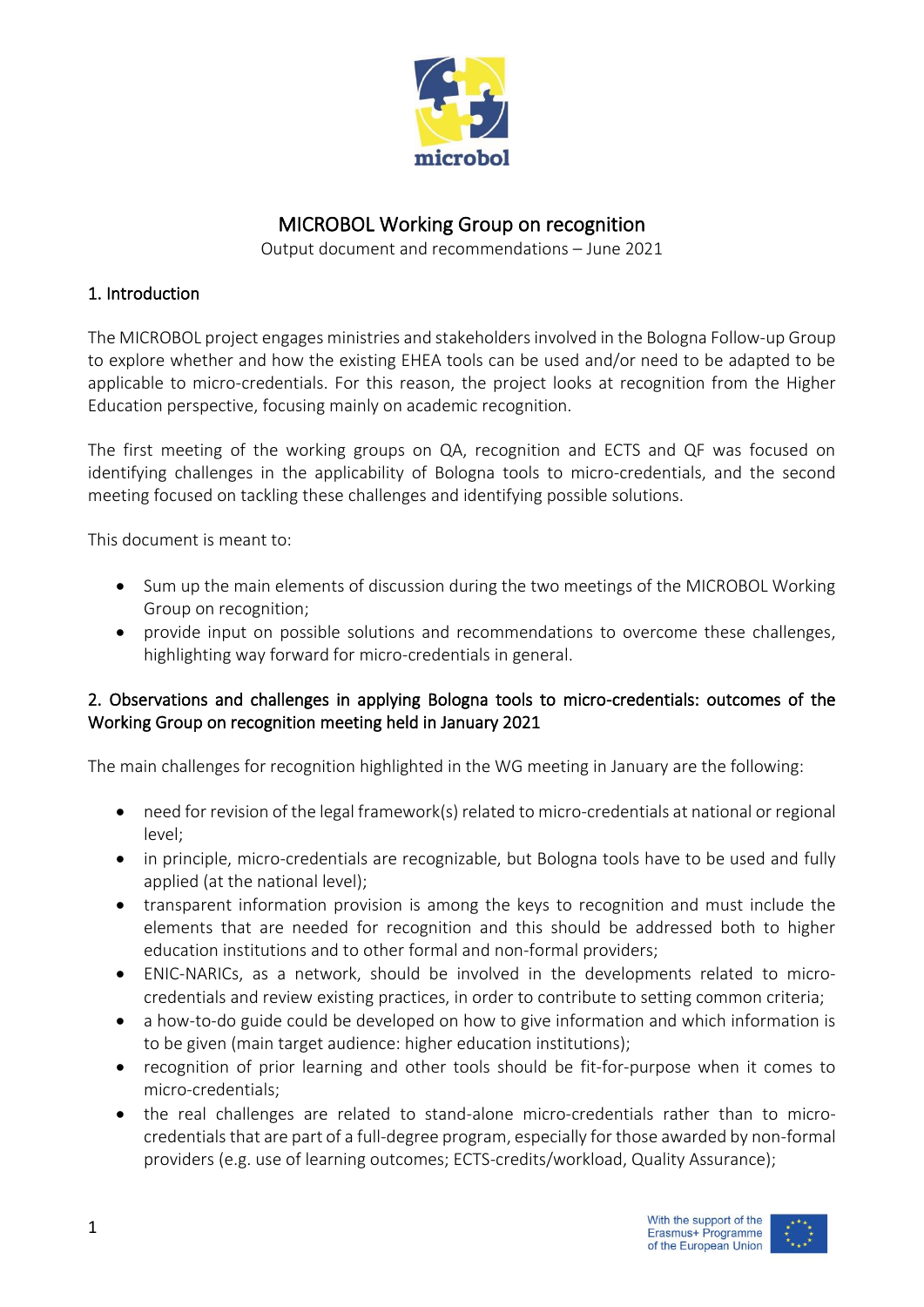# MICROBOL Working Group on recognition

Output document and recommendations – June 2021

## 1. Introduction

The MICROBOL project engages ministries and stakeholders involved in the Bologna Follow-up Group to explore whether and how the existing EHEA tools can be used and/or need to be adapted to be applicable to micro-credentials. For this reason, the project looks at recognition from the Higher Education perspective, focusing mainly on academic recognition.

The first meeting of the working groups on QA, recognition and ECTS and QF was focused on identifying challenges in the applicability of Bologna tools to micro-credentials, and the second meeting focused on tackling these challenges and identifying possible solutions.

This document is meant to:

- Sum up the main elements of discussion during the two meetings of the MICROBOL Working Group on recognition;
- provide input on possible solutions and recommendations to overcome these challenges, highlighting way forward for micro-credentials in general.

## 2. Observations and challenges in applying Bologna tools to micro-credentials: outcomes of the Working Group on recognition meeting held in January 2021

The main challenges for recognition highlighted in the WG meeting in January are the following:

- need for revision of the legal framework(s) related to micro-credentials at national or regional level;
- in principle, micro-credentials are recognizable, but Bologna tools have to be used and fully applied (at the national level);
- transparent information provision is among the keys to recognition and must include the elements that are needed for recognition and this should be addressed both to higher education institutions and to other formal and non-formal providers;
- ENIC-NARICs, as a network, should be involved in the developments related to micro-credentials and review existing practices, in order to contribute to setting common criteria;
- a how-to-do guide could be developed on how to give information and which information is to be given (main target audience: higher education institutions);
- recognition of prior learning and other tools should be fit-for-purpose when it comes to micro-credentials;
- the real challenges are related to stand-alone micro-credentials rather than to micro-credentials that are part of a full-degree program, especially for those awarded by non-formal providers (e.g. use of learning outcomes; ECTS-credits/workload, Quality Assurance);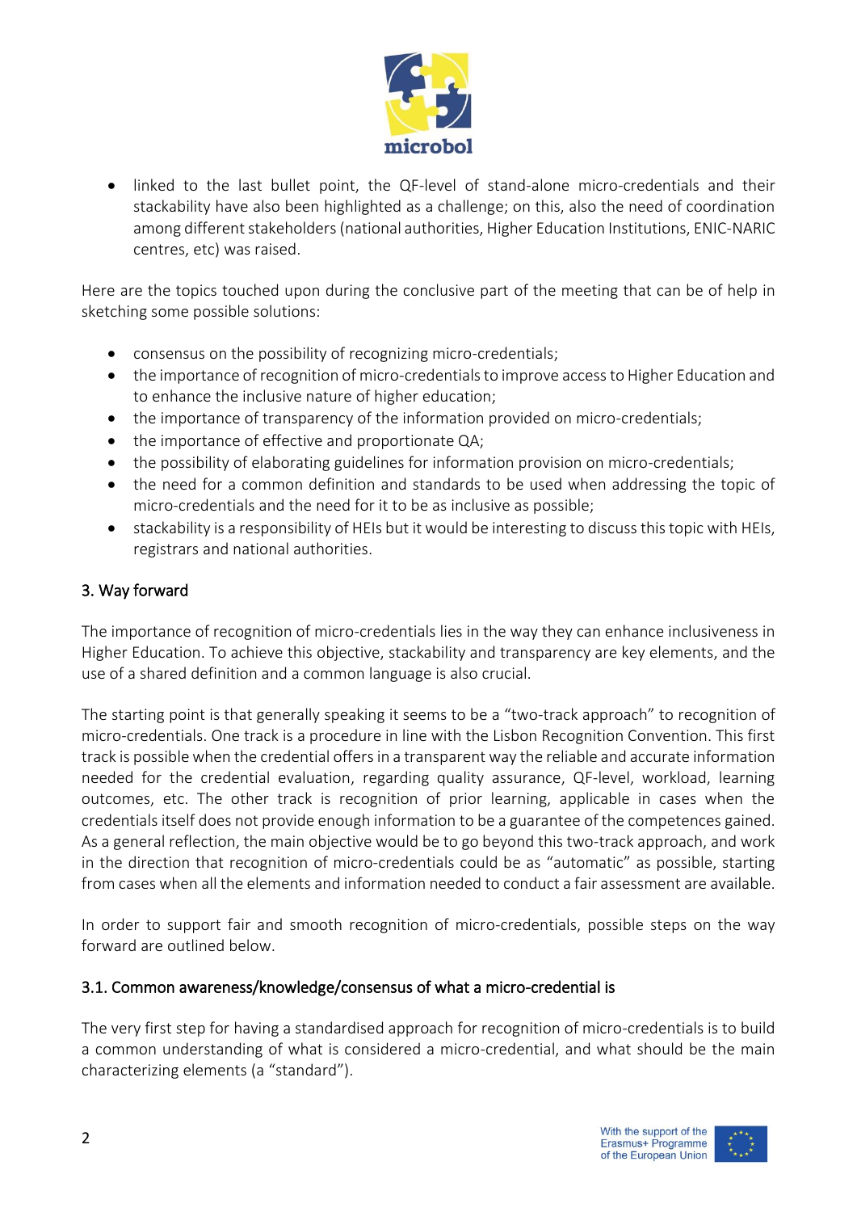- linked to the last bullet point, the QF-level of stand-alone micro-credentials and their stackability have also been highlighted as a challenge; on this, also the need of coordination among different stakeholders (national authorities, Higher Education Institutions, ENIC-NARIC centres, etc) was raised.

Here are the topics touched upon during the conclusive part of the meeting that can be of help in sketching some possible solutions:

- consensus on the possibility of recognizing micro-credentials;
- the importance of recognition of micro-credentials to improve access to Higher Education and to enhance the inclusive nature of higher education;
- the importance of transparency of the information provided on micro-credentials;
- the importance of effective and proportionate QA;
- the possibility of elaborating guidelines for information provision on micro-credentials;
- the need for a common definition and standards to be used when addressing the topic of micro-credentials and the need for it to be as inclusive as possible;
- stackability is a responsibility of HEIs but it would be interesting to discuss this topic with HEIs, registrars and national authorities.

## 3. Way forward

The importance of recognition of micro-credentials lies in the way they can enhance inclusiveness in Higher Education. To achieve this objective, stackability and transparency are key elements, and the use of a shared definition and a common language is also crucial.

The starting point is that generally speaking it seems to be a "two-track approach" to recognition of micro-credentials. One track is a procedure in line with the Lisbon Recognition Convention. This first track is possible when the credential offers in a transparent way the reliable and accurate information needed for the credential evaluation, regarding quality assurance, QF-level, workload, learning outcomes, etc. The other track is recognition of prior learning, applicable in cases when the credentials itself does not provide enough information to be a guarantee of the competences gained. As a general reflection, the main objective would be to go beyond this two-track approach, and work in the direction that recognition of micro-credentials could be as "automatic" as possible, starting from cases when all the elements and information needed to conduct a fair assessment are available.

In order to support fair and smooth recognition of micro-credentials, possible steps on the way forward are outlined below.

### 3.1. Common awareness/knowledge/consensus of what a micro-credential is

The very first step for having a standardised approach for recognition of micro-credentials is to build a common understanding of what is considered a micro-credential, and what should be the main characterizing elements (a "standard").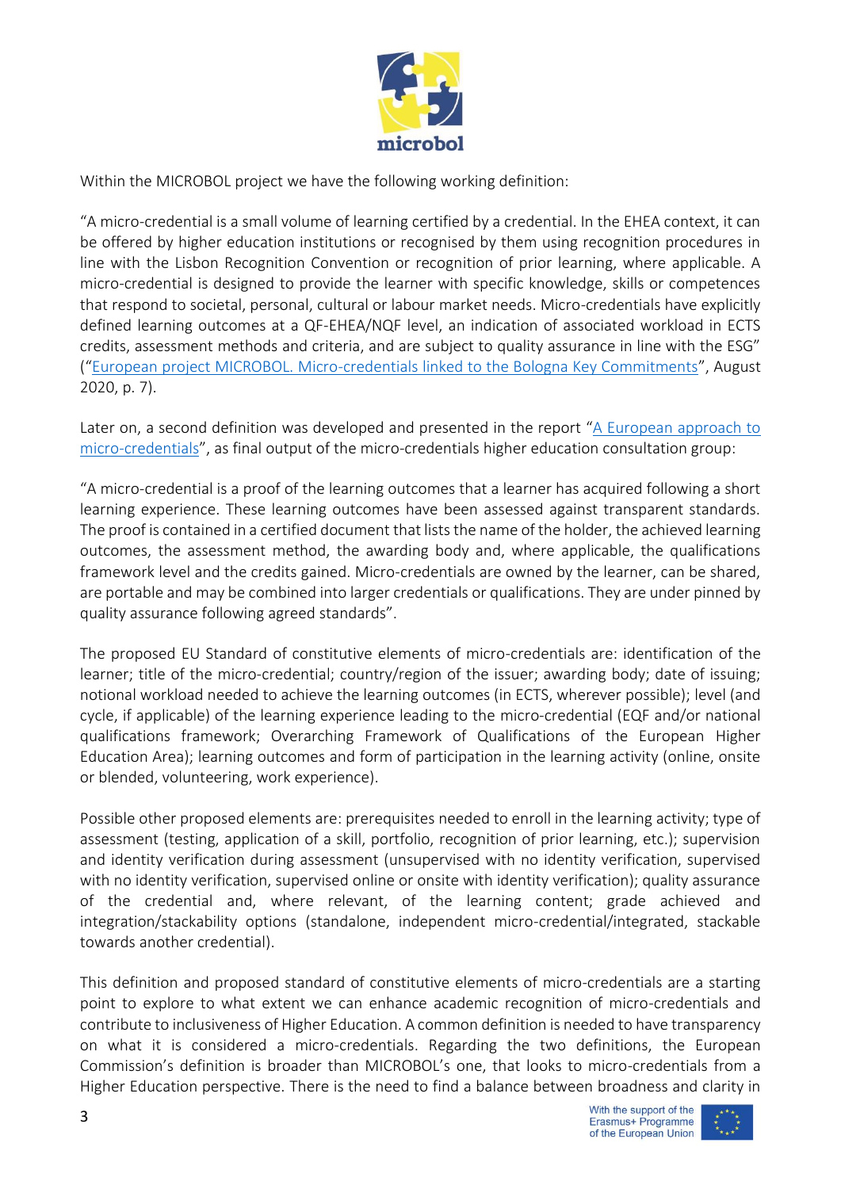Within the MICROBOL project we have the following working definition:

"A micro-credential is a small volume of learning certified by a credential. In the EHEA context, it can be offered by higher education institutions or recognised by them using recognition procedures in line with the Lisbon Recognition Convention or recognition of prior learning, where applicable. A micro-credential is designed to provide the learner with specific knowledge, skills or competences that respond to societal, personal, cultural or labour market needs. Micro-credentials have explicitly defined learning outcomes at a QF-EHEA/NQF level, an indication of associated workload in ECTS credits, assessment methods and criteria, and are subject to quality assurance in line with the ESG" ("European project MICROBOL. Micro-credentials linked to the Bologna Key Commitments", August 2020, p. 7).

Later on, a second definition was developed and presented in the report "A European approach to micro-credentials", as final output of the micro-credentials higher education consultation group:

"A micro-credential is a proof of the learning outcomes that a learner has acquired following a short learning experience. These learning outcomes have been assessed against transparent standards. The proof is contained in a certified document that lists the name of the holder, the achieved learning outcomes, the assessment method, the awarding body and, where applicable, the qualifications framework level and the credits gained. Micro-credentials are owned by the learner, can be shared, are portable and may be combined into larger credentials or qualifications. They are under pinned by quality assurance following agreed standards".

The proposed EU Standard of constitutive elements of micro-credentials are: identification of the learner; title of the micro-credential; country/region of the issuer; awarding body; date of issuing; notional workload needed to achieve the learning outcomes (in ECTS, wherever possible); level (and cycle, if applicable) of the learning experience leading to the micro-credential (EQF and/or national qualifications framework; Overarching Framework of Qualifications of the European Higher Education Area); learning outcomes and form of participation in the learning activity (online, onsite or blended, volunteering, work experience).

Possible other proposed elements are: prerequisites needed to enroll in the learning activity; type of assessment (testing, application of a skill, portfolio, recognition of prior learning, etc.); supervision and identity verification during assessment (unsupervised with no identity verification, supervised with no identity verification, supervised online or onsite with identity verification); quality assurance of the credential and, where relevant, of the learning content; grade achieved and integration/stackability options (standalone, independent micro-credential/integrated, stackable towards another credential).

This definition and proposed standard of constitutive elements of micro-credentials are a starting point to explore to what extent we can enhance academic recognition of micro-credentials and contribute to inclusiveness of Higher Education. A common definition is needed to have transparency on what it is considered a micro-credentials. Regarding the two definitions, the European Commission's definition is broader than MICROBOL's one, that looks to micro-credentials from a Higher Education perspective. There is the need to find a balance between broadness and clarity in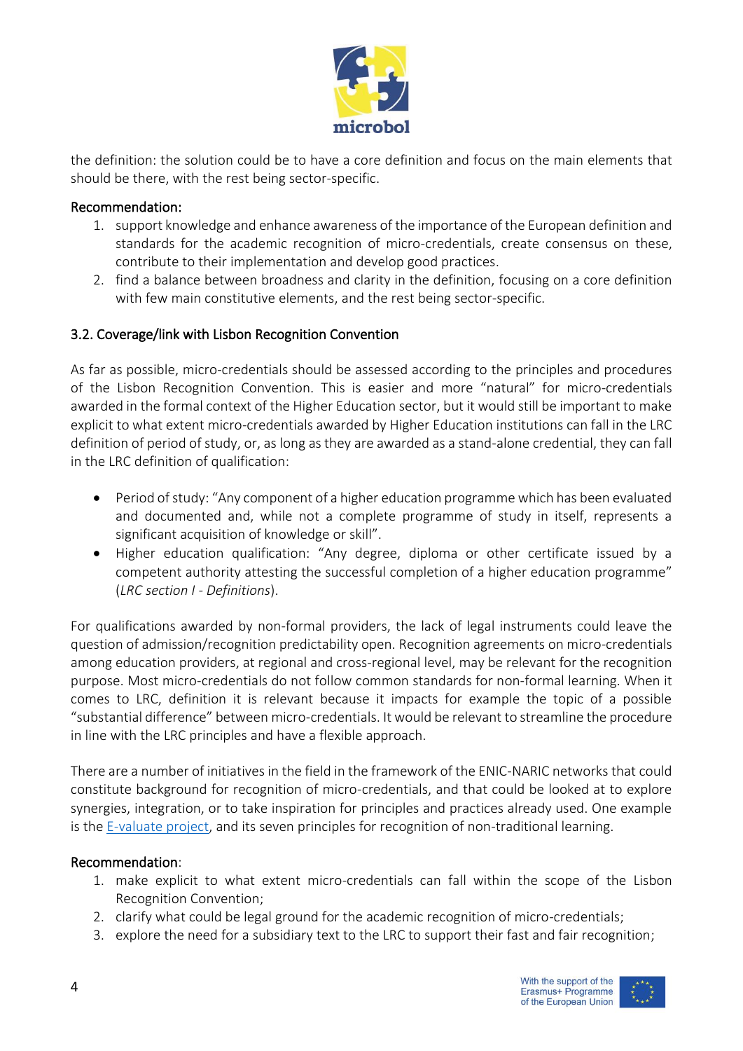the definition: the solution could be to have a core definition and focus on the main elements that should be there, with the rest being sector-specific.

Recommendation:

1. support knowledge and enhance awareness of the importance of the European definition and standards for the academic recognition of micro-credentials, create consensus on these, contribute to their implementation and develop good practices.
2. find a balance between broadness and clarity in the definition, focusing on a core definition with few main constitutive elements, and the rest being sector-specific.

### 3.2. Coverage/link with Lisbon Recognition Convention

As far as possible, micro-credentials should be assessed according to the principles and procedures of the Lisbon Recognition Convention. This is easier and more "natural" for micro-credentials awarded in the formal context of the Higher Education sector, but it would still be important to make explicit to what extent micro-credentials awarded by Higher Education institutions can fall in the LRC definition of period of study, or, as long as they are awarded as a stand-alone credential, they can fall in the LRC definition of qualification:

- Period of study: "Any component of a higher education programme which has been evaluated and documented and, while not a complete programme of study in itself, represents a significant acquisition of knowledge or skill".
- Higher education qualification: "Any degree, diploma or other certificate issued by a competent authority attesting the successful completion of a higher education programme" (*LRC section I - Definitions*).

For qualifications awarded by non-formal providers, the lack of legal instruments could leave the question of admission/recognition predictability open. Recognition agreements on micro-credentials among education providers, at regional and cross-regional level, may be relevant for the recognition purpose. Most micro-credentials do not follow common standards for non-formal learning. When it comes to LRC, definition it is relevant because it impacts for example the topic of a possible "substantial difference" between micro-credentials. It would be relevant to streamline the procedure in line with the LRC principles and have a flexible approach.

There are a number of initiatives in the field in the framework of the ENIC-NARIC networks that could constitute background for recognition of micro-credentials, and that could be looked at to explore synergies, integration, or to take inspiration for principles and practices already used. One example is the E-valuate project, and its seven principles for recognition of non-traditional learning.

Recommendation:

1. make explicit to what extent micro-credentials can fall within the scope of the Lisbon Recognition Convention;
2. clarify what could be legal ground for the academic recognition of micro-credentials;
3. explore the need for a subsidiary text to the LRC to support their fast and fair recognition;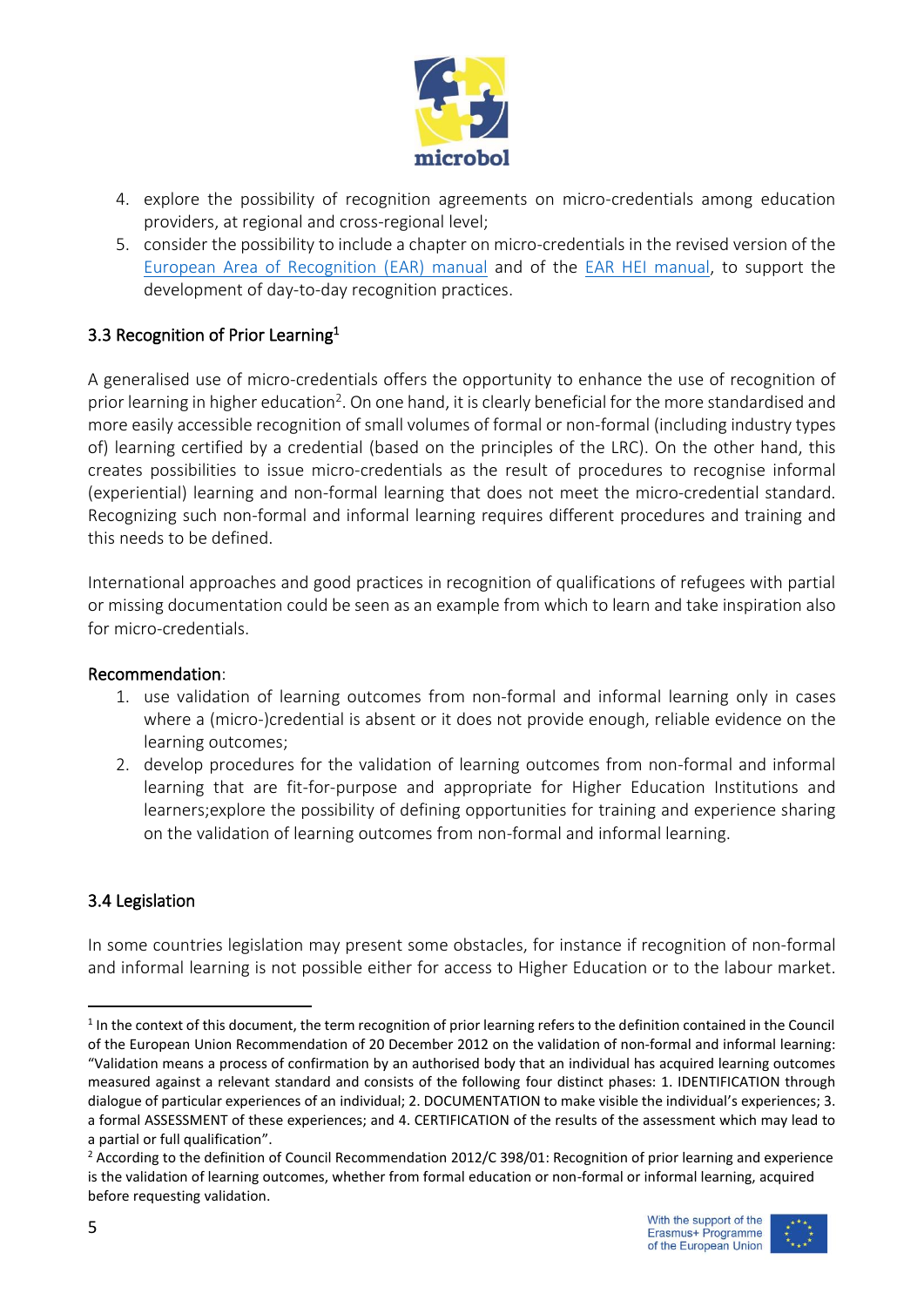4. explore the possibility of recognition agreements on micro-credentials among education providers, at regional and cross-regional level;
5. consider the possibility to include a chapter on micro-credentials in the revised version of the European Area of Recognition (EAR) manual and of the EAR HEI manual, to support the development of day-to-day recognition practices.

### 3.3 Recognition of Prior Learning[1]

A generalised use of micro-credentials offers the opportunity to enhance the use of recognition of prior learning in higher education[2]. On one hand, it is clearly beneficial for the more standardised and more easily accessible recognition of small volumes of formal or non-formal (including industry types of) learning certified by a credential (based on the principles of the LRC). On the other hand, this creates possibilities to issue micro-credentials as the result of procedures to recognise informal (experiential) learning and non-formal learning that does not meet the micro-credential standard. Recognizing such non-formal and informal learning requires different procedures and training and this needs to be defined.

International approaches and good practices in recognition of qualifications of refugees with partial or missing documentation could be seen as an example from which to learn and take inspiration also for micro-credentials.

Recommendation:

1. use validation of learning outcomes from non-formal and informal learning only in cases where a (micro-)credential is absent or it does not provide enough, reliable evidence on the learning outcomes;
2. develop procedures for the validation of learning outcomes from non-formal and informal learning that are fit-for-purpose and appropriate for Higher Education Institutions and learners;explore the possibility of defining opportunities for training and experience sharing on the validation of learning outcomes from non-formal and informal learning.

### 3.4 Legislation

In some countries legislation may present some obstacles, for instance if recognition of non-formal and informal learning is not possible either for access to Higher Education or to the labour market.

[1] In the context of this document, the term recognition of prior learning refers to the definition contained in the Council of the European Union Recommendation of 20 December 2012 on the validation of non-formal and informal learning: "Validation means a process of confirmation by an authorised body that an individual has acquired learning outcomes measured against a relevant standard and consists of the following four distinct phases: 1. IDENTIFICATION through dialogue of particular experiences of an individual; 2. DOCUMENTATION to make visible the individual's experiences; 3. a formal ASSESSMENT of these experiences; and 4. CERTIFICATION of the results of the assessment which may lead to a partial or full qualification".

[2] According to the definition of Council Recommendation 2012/C 398/01: Recognition of prior learning and experience is the validation of learning outcomes, whether from formal education or non-formal or informal learning, acquired before requesting validation.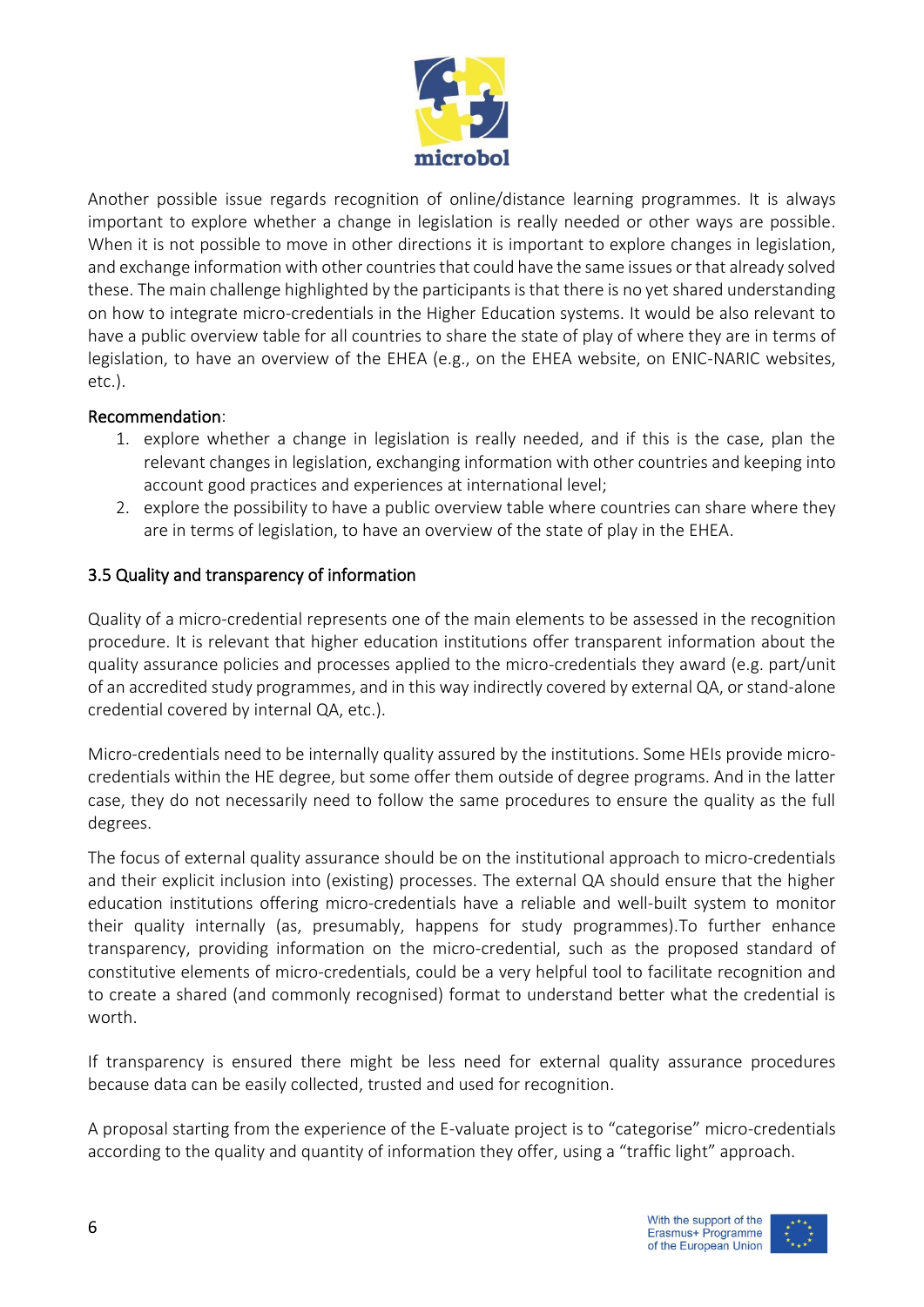Another possible issue regards recognition of online/distance learning programmes. It is always important to explore whether a change in legislation is really needed or other ways are possible. When it is not possible to move in other directions it is important to explore changes in legislation, and exchange information with other countries that could have the same issues or that already solved these. The main challenge highlighted by the participants is that there is no yet shared understanding on how to integrate micro-credentials in the Higher Education systems. It would be also relevant to have a public overview table for all countries to share the state of play of where they are in terms of legislation, to have an overview of the EHEA (e.g., on the EHEA website, on ENIC-NARIC websites, etc.).

Recommendation:

1. explore whether a change in legislation is really needed, and if this is the case, plan the relevant changes in legislation, exchanging information with other countries and keeping into account good practices and experiences at international level;
2. explore the possibility to have a public overview table where countries can share where they are in terms of legislation, to have an overview of the state of play in the EHEA.

### 3.5 Quality and transparency of information

Quality of a micro-credential represents one of the main elements to be assessed in the recognition procedure. It is relevant that higher education institutions offer transparent information about the quality assurance policies and processes applied to the micro-credentials they award (e.g. part/unit of an accredited study programmes, and in this way indirectly covered by external QA, or stand-alone credential covered by internal QA, etc.).

Micro-credentials need to be internally quality assured by the institutions. Some HEIs provide micro-credentials within the HE degree, but some offer them outside of degree programs. And in the latter case, they do not necessarily need to follow the same procedures to ensure the quality as the full degrees.

The focus of external quality assurance should be on the institutional approach to micro-credentials and their explicit inclusion into (existing) processes. The external QA should ensure that the higher education institutions offering micro-credentials have a reliable and well-built system to monitor their quality internally (as, presumably, happens for study programmes).To further enhance transparency, providing information on the micro-credential, such as the proposed standard of constitutive elements of micro-credentials, could be a very helpful tool to facilitate recognition and to create a shared (and commonly recognised) format to understand better what the credential is worth.

If transparency is ensured there might be less need for external quality assurance procedures because data can be easily collected, trusted and used for recognition.

A proposal starting from the experience of the E-valuate project is to "categorise" micro-credentials according to the quality and quantity of information they offer, using a "traffic light" approach.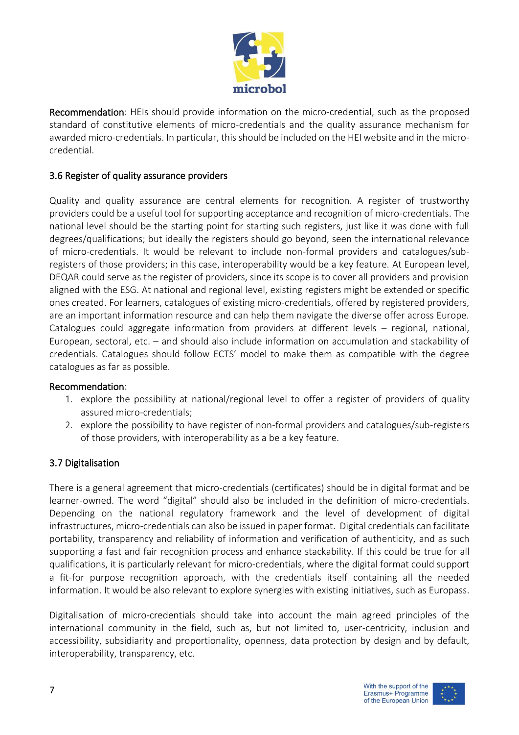**Recommendation**: HEIs should provide information on the micro-credential, such as the proposed standard of constitutive elements of micro-credentials and the quality assurance mechanism for awarded micro-credentials. In particular, this should be included on the HEI website and in the micro-credential.

### 3.6 Register of quality assurance providers

Quality and quality assurance are central elements for recognition. A register of trustworthy providers could be a useful tool for supporting acceptance and recognition of micro-credentials. The national level should be the starting point for starting such registers, just like it was done with full degrees/qualifications; but ideally the registers should go beyond, seen the international relevance of micro-credentials. It would be relevant to include non-formal providers and catalogues/sub-registers of those providers; in this case, interoperability would be a key feature. At European level, DEQAR could serve as the register of providers, since its scope is to cover all providers and provision aligned with the ESG. At national and regional level, existing registers might be extended or specific ones created. For learners, catalogues of existing micro-credentials, offered by registered providers, are an important information resource and can help them navigate the diverse offer across Europe. Catalogues could aggregate information from providers at different levels – regional, national, European, sectoral, etc. – and should also include information on accumulation and stackability of credentials. Catalogues should follow ECTS' model to make them as compatible with the degree catalogues as far as possible.

**Recommendation**:

1. explore the possibility at national/regional level to offer a register of providers of quality assured micro-credentials;
2. explore the possibility to have register of non-formal providers and catalogues/sub-registers of those providers, with interoperability as a be a key feature.

### 3.7 Digitalisation

There is a general agreement that micro-credentials (certificates) should be in digital format and be learner-owned. The word "digital" should also be included in the definition of micro-credentials. Depending on the national regulatory framework and the level of development of digital infrastructures, micro-credentials can also be issued in paper format. Digital credentials can facilitate portability, transparency and reliability of information and verification of authenticity, and as such supporting a fast and fair recognition process and enhance stackability. If this could be true for all qualifications, it is particularly relevant for micro-credentials, where the digital format could support a fit-for purpose recognition approach, with the credentials itself containing all the needed information. It would be also relevant to explore synergies with existing initiatives, such as Europass.

Digitalisation of micro-credentials should take into account the main agreed principles of the international community in the field, such as, but not limited to, user-centricity, inclusion and accessibility, subsidiarity and proportionality, openness, data protection by design and by default, interoperability, transparency, etc.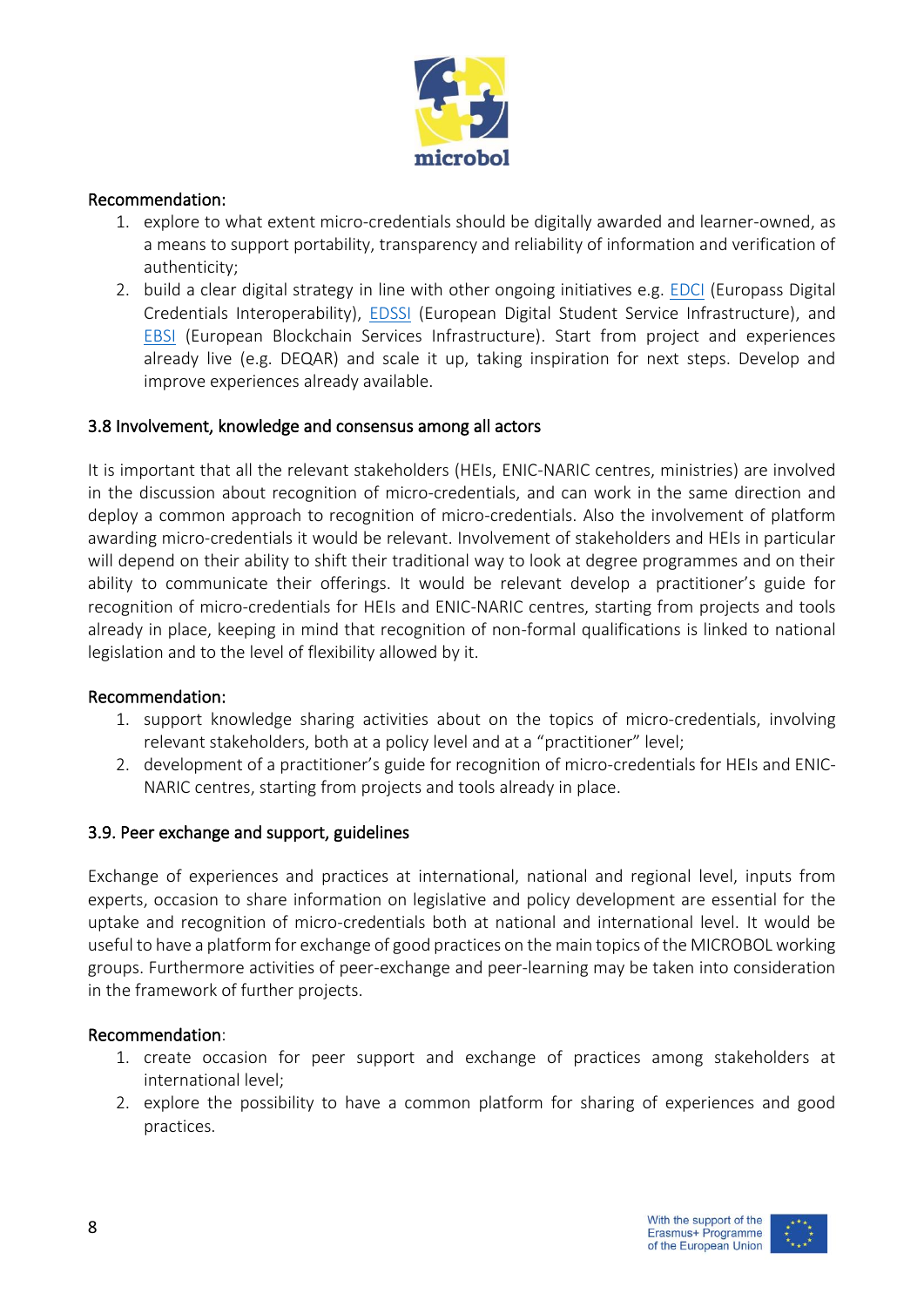Recommendation:

1. explore to what extent micro-credentials should be digitally awarded and learner-owned, as a means to support portability, transparency and reliability of information and verification of authenticity;
2. build a clear digital strategy in line with other ongoing initiatives e.g. EDCI (Europass Digital Credentials Interoperability), EDSSI (European Digital Student Service Infrastructure), and EBSI (European Blockchain Services Infrastructure). Start from project and experiences already live (e.g. DEQAR) and scale it up, taking inspiration for next steps. Develop and improve experiences already available.

### 3.8 Involvement, knowledge and consensus among all actors

It is important that all the relevant stakeholders (HEIs, ENIC-NARIC centres, ministries) are involved in the discussion about recognition of micro-credentials, and can work in the same direction and deploy a common approach to recognition of micro-credentials. Also the involvement of platform awarding micro-credentials it would be relevant. Involvement of stakeholders and HEIs in particular will depend on their ability to shift their traditional way to look at degree programmes and on their ability to communicate their offerings. It would be relevant develop a practitioner's guide for recognition of micro-credentials for HEIs and ENIC-NARIC centres, starting from projects and tools already in place, keeping in mind that recognition of non-formal qualifications is linked to national legislation and to the level of flexibility allowed by it.

Recommendation:

1. support knowledge sharing activities about on the topics of micro-credentials, involving relevant stakeholders, both at a policy level and at a "practitioner" level;
2. development of a practitioner's guide for recognition of micro-credentials for HEIs and ENIC-NARIC centres, starting from projects and tools already in place.

### 3.9. Peer exchange and support, guidelines

Exchange of experiences and practices at international, national and regional level, inputs from experts, occasion to share information on legislative and policy development are essential for the uptake and recognition of micro-credentials both at national and international level. It would be useful to have a platform for exchange of good practices on the main topics of the MICROBOL working groups. Furthermore activities of peer-exchange and peer-learning may be taken into consideration in the framework of further projects.

Recommendation:

1. create occasion for peer support and exchange of practices among stakeholders at international level;
2. explore the possibility to have a common platform for sharing of experiences and good practices.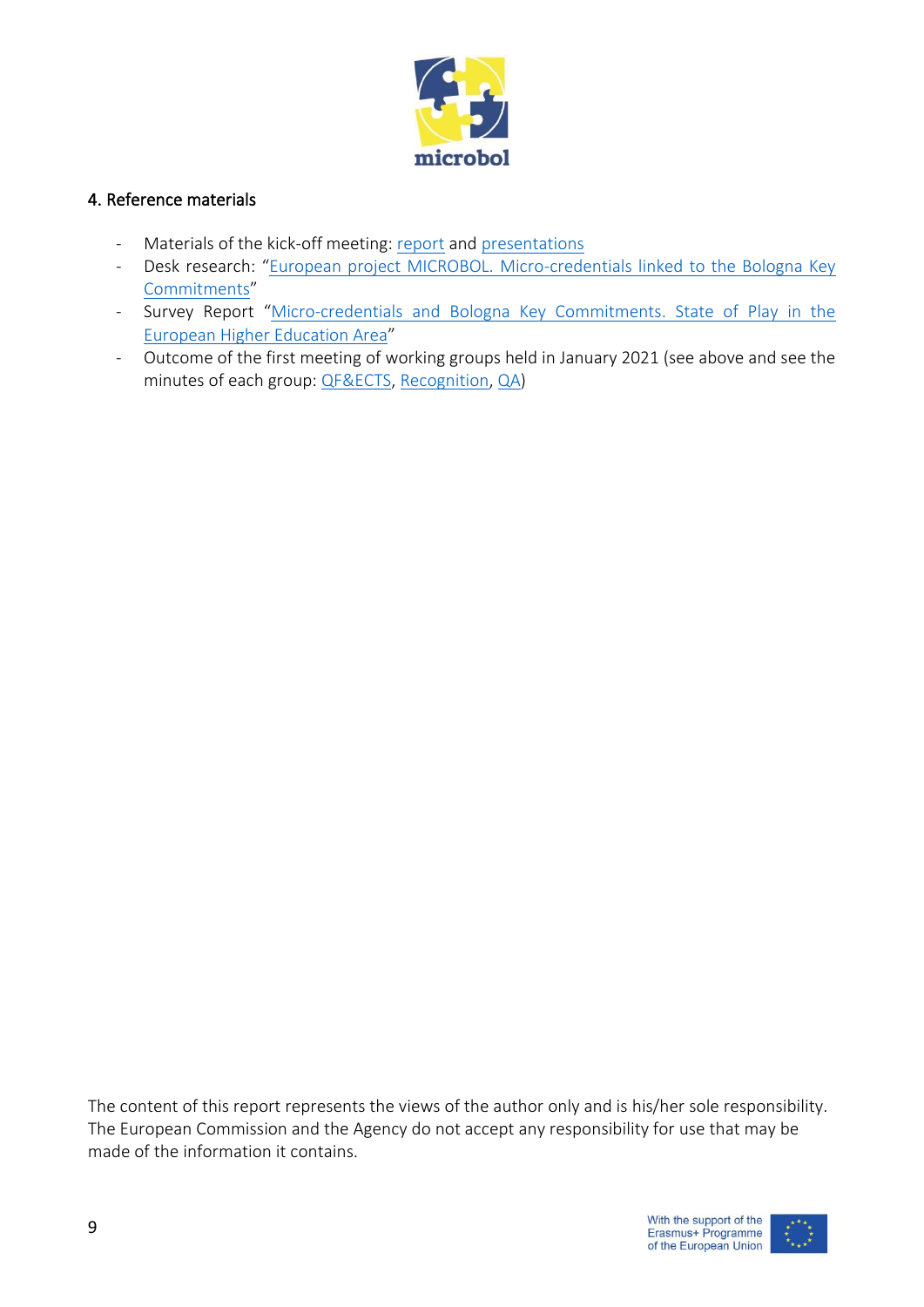## 4. Reference materials

- Materials of the kick-off meeting: report and presentations
- Desk research: "European project MICROBOL. Micro-credentials linked to the Bologna Key Commitments"
- Survey Report "Micro-credentials and Bologna Key Commitments. State of Play in the European Higher Education Area"
- Outcome of the first meeting of working groups held in January 2021 (see above and see the minutes of each group: QF&ECTS, Recognition, QA)

The content of this report represents the views of the author only and is his/her sole responsibility. The European Commission and the Agency do not accept any responsibility for use that may be made of the information it contains.

With the support of the Erasmus+ Programme of the European Union